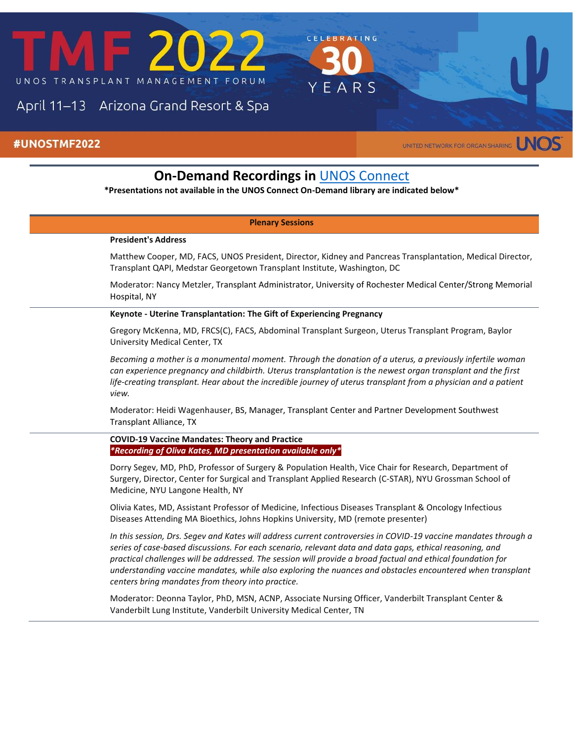# TMF 2022

UNOS TRANSPLANT MANAGEMENT FORUM

CELEBRATING 30 YEARS

April 11–13 Arizona Grand Resort & Spa

#UNOSTMF2022

UNITED NETWORK FOR ORGAN SHARING UNOS

## On-Demand Recordings in UNOS Connect

**\*Presentations not available in the UNOS Connect On-Demand library are indicated below\***

### Plenary Sessions

**President's Address**

Matthew Cooper, MD, FACS, UNOS President, Director, Kidney and Pancreas Transplantation, Medical Director, Transplant QAPI, Medstar Georgetown Transplant Institute, Washington, DC

Moderator: Nancy Metzler, Transplant Administrator, University of Rochester Medical Center/Strong Memorial Hospital, NY

**Keynote - Uterine Transplantation: The Gift of Experiencing Pregnancy**

Gregory McKenna, MD, FRCS(C), FACS, Abdominal Transplant Surgeon, Uterus Transplant Program, Baylor University Medical Center, TX

*Becoming a mother is a monumental moment. Through the donation of a uterus, a previously infertile woman can experience pregnancy and childbirth. Uterus transplantation is the newest organ transplant and the first life-creating transplant. Hear about the incredible journey of uterus transplant from a physician and a patient view.*

Moderator: Heidi Wagenhauser, BS, Manager, Transplant Center and Partner Development Southwest Transplant Alliance, TX

**COVID-19 Vaccine Mandates: Theory and Practice**

***\*Recording of Oliva Kates, MD presentation available only\****

Dorry Segev, MD, PhD, Professor of Surgery & Population Health, Vice Chair for Research, Department of Surgery, Director, Center for Surgical and Transplant Applied Research (C-STAR), NYU Grossman School of Medicine, NYU Langone Health, NY

Olivia Kates, MD, Assistant Professor of Medicine, Infectious Diseases Transplant & Oncology Infectious Diseases Attending MA Bioethics, Johns Hopkins University, MD (remote presenter)

*In this session, Drs. Segev and Kates will address current controversies in COVID-19 vaccine mandates through a series of case-based discussions. For each scenario, relevant data and data gaps, ethical reasoning, and practical challenges will be addressed. The session will provide a broad factual and ethical foundation for understanding vaccine mandates, while also exploring the nuances and obstacles encountered when transplant centers bring mandates from theory into practice.*

Moderator: Deonna Taylor, PhD, MSN, ACNP, Associate Nursing Officer, Vanderbilt Transplant Center & Vanderbilt Lung Institute, Vanderbilt University Medical Center, TN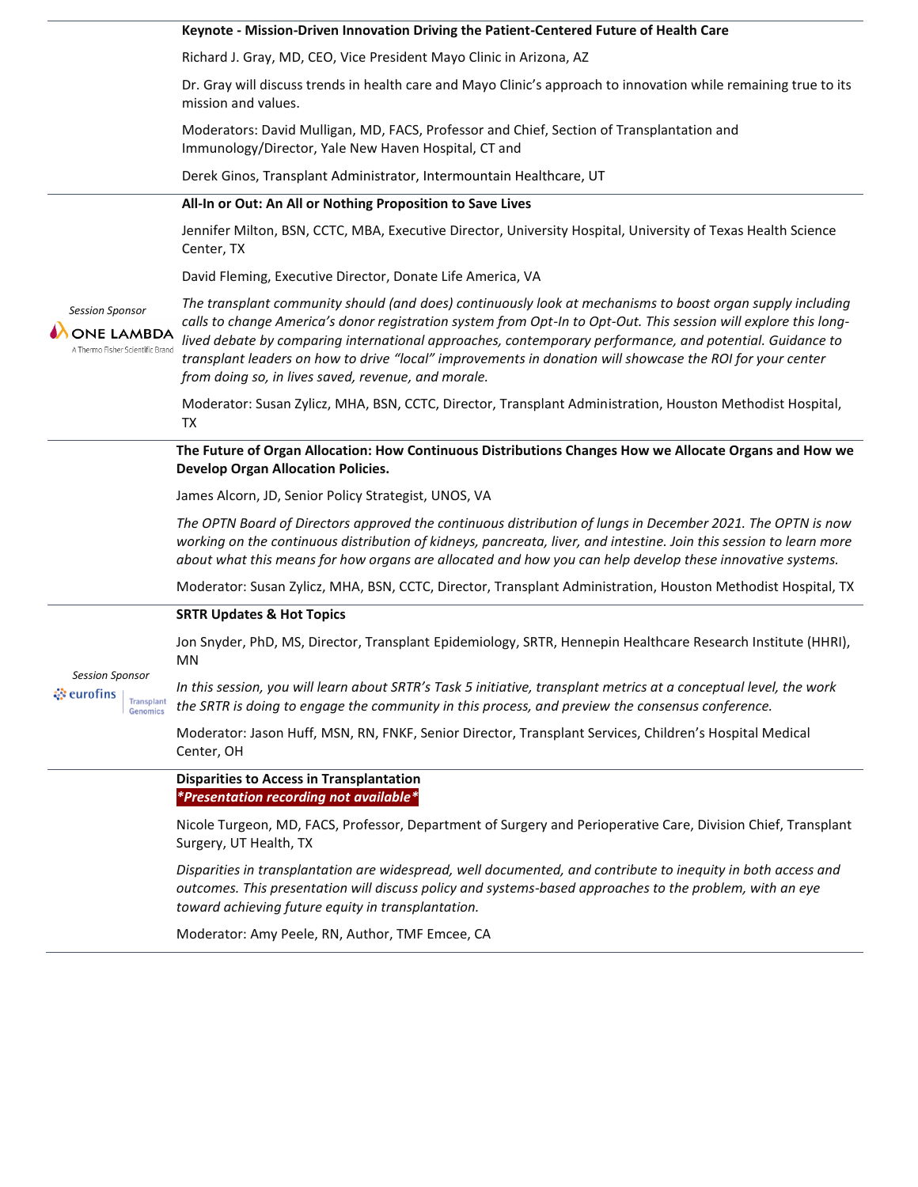**Keynote - Mission-Driven Innovation Driving the Patient-Centered Future of Health Care**

Richard J. Gray, MD, CEO, Vice President Mayo Clinic in Arizona, AZ

Dr. Gray will discuss trends in health care and Mayo Clinic's approach to innovation while remaining true to its mission and values.

Moderators: David Mulligan, MD, FACS, Professor and Chief, Section of Transplantation and Immunology/Director, Yale New Haven Hospital, CT and

Derek Ginos, Transplant Administrator, Intermountain Healthcare, UT

---

**All-In or Out: An All or Nothing Proposition to Save Lives**

*Session Sponsor*

ONE LAMBDA
A Thermo Fisher Scientific Brand

Jennifer Milton, BSN, CCTC, MBA, Executive Director, University Hospital, University of Texas Health Science Center, TX

David Fleming, Executive Director, Donate Life America, VA

*The transplant community should (and does) continuously look at mechanisms to boost organ supply including calls to change America's donor registration system from Opt-In to Opt-Out. This session will explore this long-lived debate by comparing international approaches, contemporary performance, and potential. Guidance to transplant leaders on how to drive "local" improvements in donation will showcase the ROI for your center from doing so, in lives saved, revenue, and morale.*

Moderator: Susan Zylicz, MHA, BSN, CCTC, Director, Transplant Administration, Houston Methodist Hospital, TX

---

**The Future of Organ Allocation: How Continuous Distributions Changes How we Allocate Organs and How we Develop Organ Allocation Policies.**

James Alcorn, JD, Senior Policy Strategist, UNOS, VA

*The OPTN Board of Directors approved the continuous distribution of lungs in December 2021. The OPTN is now working on the continuous distribution of kidneys, pancreata, liver, and intestine. Join this session to learn more about what this means for how organs are allocated and how you can help develop these innovative systems.*

Moderator: Susan Zylicz, MHA, BSN, CCTC, Director, Transplant Administration, Houston Methodist Hospital, TX

---

**SRTR Updates & Hot Topics**

*Session Sponsor*

eurofins | Transplant Genomics

Jon Snyder, PhD, MS, Director, Transplant Epidemiology, SRTR, Hennepin Healthcare Research Institute (HHRI), MN

*In this session, you will learn about SRTR's Task 5 initiative, transplant metrics at a conceptual level, the work the SRTR is doing to engage the community in this process, and preview the consensus conference.*

Moderator: Jason Huff, MSN, RN, FNKF, Senior Director, Transplant Services, Children's Hospital Medical Center, OH

---

**Disparities to Access in Transplantation**

***Presentation recording not available***

Nicole Turgeon, MD, FACS, Professor, Department of Surgery and Perioperative Care, Division Chief, Transplant Surgery, UT Health, TX

*Disparities in transplantation are widespread, well documented, and contribute to inequity in both access and outcomes. This presentation will discuss policy and systems-based approaches to the problem, with an eye toward achieving future equity in transplantation.*

Moderator: Amy Peele, RN, Author, TMF Emcee, CA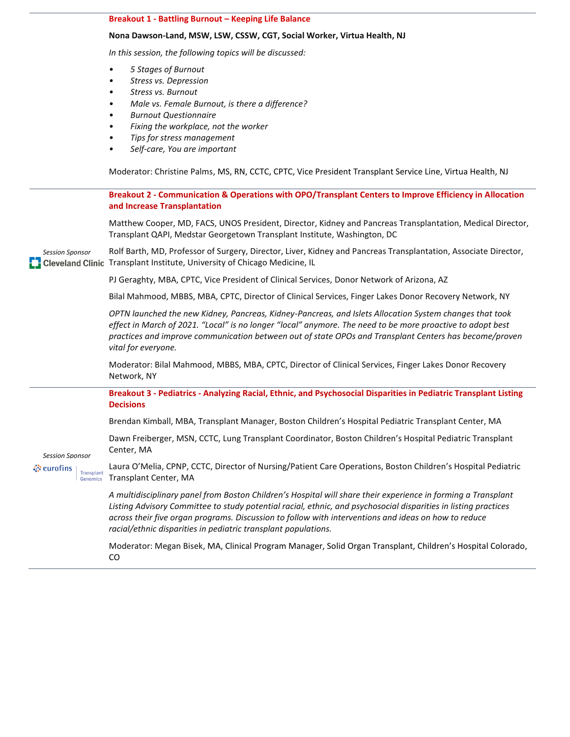### Breakout 1 - Battling Burnout – Keeping Life Balance

**Nona Dawson-Land, MSW, LSW, CSSW, CGT, Social Worker, Virtua Health, NJ**

*In this session, the following topics will be discussed:*

- *5 Stages of Burnout*
- *Stress vs. Depression*
- *Stress vs. Burnout*
- *Male vs. Female Burnout, is there a difference?*
- *Burnout Questionnaire*
- *Fixing the workplace, not the worker*
- *Tips for stress management*
- *Self-care, You are important*

Moderator: Christine Palms, MS, RN, CCTC, CPTC, Vice President Transplant Service Line, Virtua Health, NJ

### Breakout 2 - Communication & Operations with OPO/Transplant Centers to Improve Efficiency in Allocation and Increase Transplantation

*Session Sponsor*

Cleveland Clinic

Matthew Cooper, MD, FACS, UNOS President, Director, Kidney and Pancreas Transplantation, Medical Director, Transplant QAPI, Medstar Georgetown Transplant Institute, Washington, DC

Rolf Barth, MD, Professor of Surgery, Director, Liver, Kidney and Pancreas Transplantation, Associate Director, Transplant Institute, University of Chicago Medicine, IL

PJ Geraghty, MBA, CPTC, Vice President of Clinical Services, Donor Network of Arizona, AZ

Bilal Mahmood, MBBS, MBA, CPTC, Director of Clinical Services, Finger Lakes Donor Recovery Network, NY

*OPTN launched the new Kidney, Pancreas, Kidney-Pancreas, and Islets Allocation System changes that took effect in March of 2021. "Local" is no longer "local" anymore. The need to be more proactive to adopt best practices and improve communication between out of state OPOs and Transplant Centers has become/proven vital for everyone.*

Moderator: Bilal Mahmood, MBBS, MBA, CPTC, Director of Clinical Services, Finger Lakes Donor Recovery Network, NY

### Breakout 3 - Pediatrics - Analyzing Racial, Ethnic, and Psychosocial Disparities in Pediatric Transplant Listing Decisions

*Session Sponsor*

eurofins Transplant Genomics

Brendan Kimball, MBA, Transplant Manager, Boston Children's Hospital Pediatric Transplant Center, MA

Dawn Freiberger, MSN, CCTC, Lung Transplant Coordinator, Boston Children's Hospital Pediatric Transplant Center, MA

Laura O'Melia, CPNP, CCTC, Director of Nursing/Patient Care Operations, Boston Children's Hospital Pediatric Transplant Center, MA

*A multidisciplinary panel from Boston Children's Hospital will share their experience in forming a Transplant Listing Advisory Committee to study potential racial, ethnic, and psychosocial disparities in listing practices across their five organ programs. Discussion to follow with interventions and ideas on how to reduce racial/ethnic disparities in pediatric transplant populations.*

Moderator: Megan Bisek, MA, Clinical Program Manager, Solid Organ Transplant, Children's Hospital Colorado, CO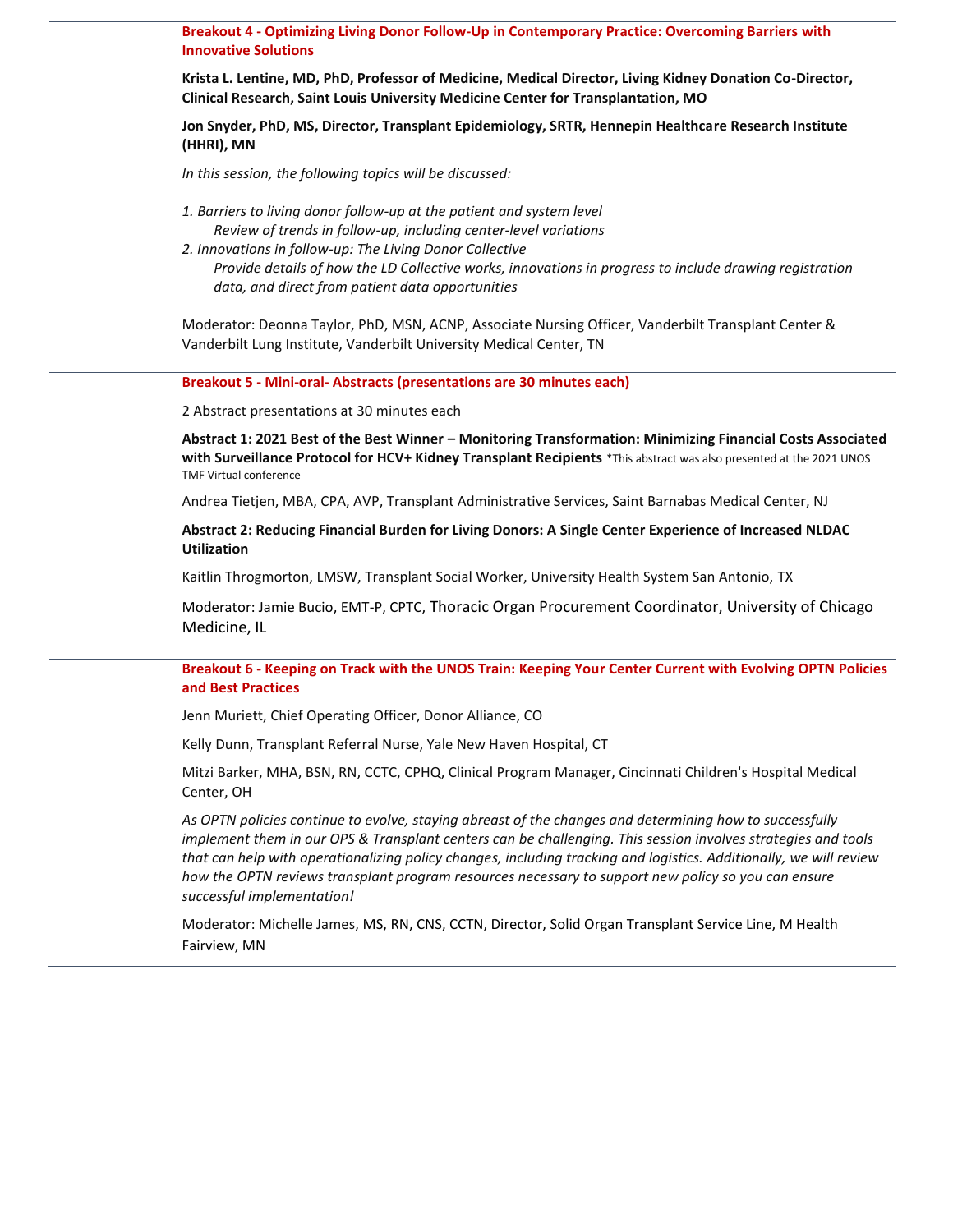## Breakout 4 - Optimizing Living Donor Follow-Up in Contemporary Practice: Overcoming Barriers with Innovative Solutions

**Krista L. Lentine, MD, PhD, Professor of Medicine, Medical Director, Living Kidney Donation Co-Director, Clinical Research, Saint Louis University Medicine Center for Transplantation, MO**

**Jon Snyder, PhD, MS, Director, Transplant Epidemiology, SRTR, Hennepin Healthcare Research Institute (HHRI), MN**

*In this session, the following topics will be discussed:*

1. *Barriers to living donor follow-up at the patient and system level*
   *Review of trends in follow-up, including center-level variations*
2. *Innovations in follow-up: The Living Donor Collective*
   *Provide details of how the LD Collective works, innovations in progress to include drawing registration data, and direct from patient data opportunities*

Moderator: Deonna Taylor, PhD, MSN, ACNP, Associate Nursing Officer, Vanderbilt Transplant Center & Vanderbilt Lung Institute, Vanderbilt University Medical Center, TN

## Breakout 5 - Mini-oral- Abstracts (presentations are 30 minutes each)

2 Abstract presentations at 30 minutes each

**Abstract 1: 2021 Best of the Best Winner – Monitoring Transformation: Minimizing Financial Costs Associated with Surveillance Protocol for HCV+ Kidney Transplant Recipients** *This abstract was also presented at the 2021 UNOS TMF Virtual conference

Andrea Tietjen, MBA, CPA, AVP, Transplant Administrative Services, Saint Barnabas Medical Center, NJ

**Abstract 2: Reducing Financial Burden for Living Donors: A Single Center Experience of Increased NLDAC Utilization**

Kaitlin Throgmorton, LMSW, Transplant Social Worker, University Health System San Antonio, TX

Moderator: Jamie Bucio, EMT-P, CPTC, Thoracic Organ Procurement Coordinator, University of Chicago Medicine, IL

## Breakout 6 - Keeping on Track with the UNOS Train: Keeping Your Center Current with Evolving OPTN Policies and Best Practices

Jenn Muriett, Chief Operating Officer, Donor Alliance, CO

Kelly Dunn, Transplant Referral Nurse, Yale New Haven Hospital, CT

Mitzi Barker, MHA, BSN, RN, CCTC, CPHQ, Clinical Program Manager, Cincinnati Children's Hospital Medical Center, OH

*As OPTN policies continue to evolve, staying abreast of the changes and determining how to successfully implement them in our OPS & Transplant centers can be challenging. This session involves strategies and tools that can help with operationalizing policy changes, including tracking and logistics. Additionally, we will review how the OPTN reviews transplant program resources necessary to support new policy so you can ensure successful implementation!*

Moderator: Michelle James, MS, RN, CNS, CCTN, Director, Solid Organ Transplant Service Line, M Health Fairview, MN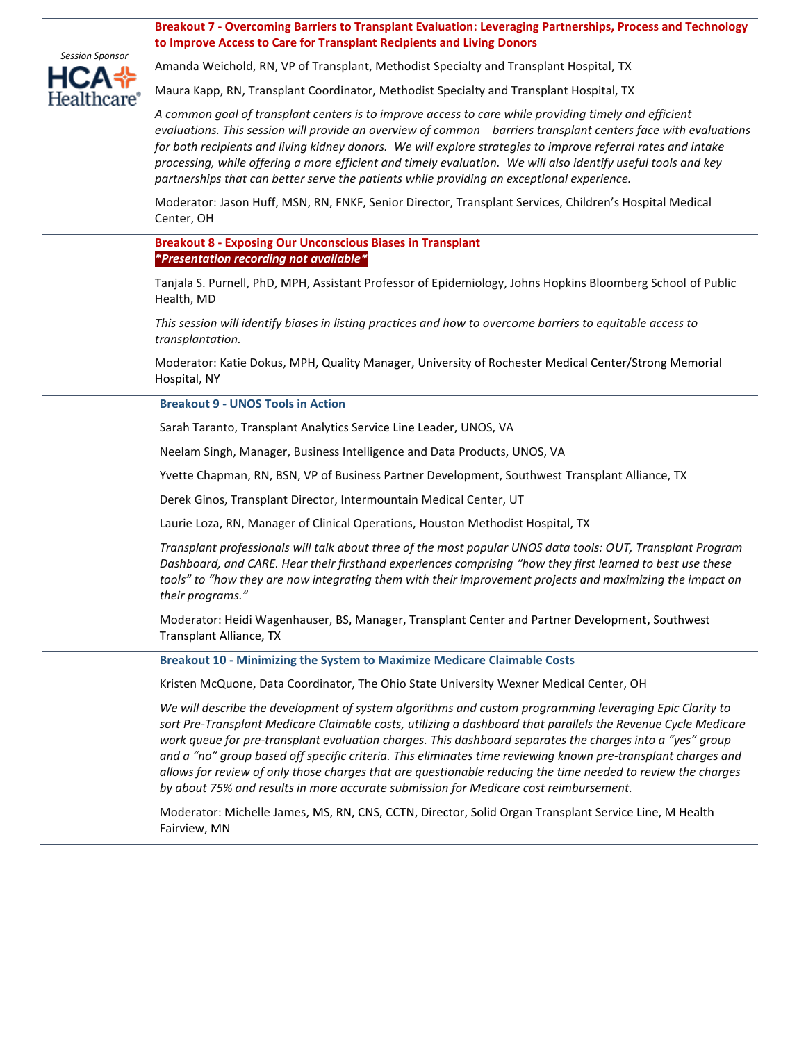Session Sponsor

HCA Healthcare

### Breakout 7 - Overcoming Barriers to Transplant Evaluation: Leveraging Partnerships, Process and Technology to Improve Access to Care for Transplant Recipients and Living Donors

Amanda Weichold, RN, VP of Transplant, Methodist Specialty and Transplant Hospital, TX

Maura Kapp, RN, Transplant Coordinator, Methodist Specialty and Transplant Hospital, TX

*A common goal of transplant centers is to improve access to care while providing timely and efficient evaluations. This session will provide an overview of common barriers transplant centers face with evaluations for both recipients and living kidney donors. We will explore strategies to improve referral rates and intake processing, while offering a more efficient and timely evaluation. We will also identify useful tools and key partnerships that can better serve the patients while providing an exceptional experience.*

Moderator: Jason Huff, MSN, RN, FNKF, Senior Director, Transplant Services, Children's Hospital Medical Center, OH

### Breakout 8 - Exposing Our Unconscious Biases in Transplant

***Presentation recording not available***

Tanjala S. Purnell, PhD, MPH, Assistant Professor of Epidemiology, Johns Hopkins Bloomberg School of Public Health, MD

*This session will identify biases in listing practices and how to overcome barriers to equitable access to transplantation.*

Moderator: Katie Dokus, MPH, Quality Manager, University of Rochester Medical Center/Strong Memorial Hospital, NY

### Breakout 9 - UNOS Tools in Action

Sarah Taranto, Transplant Analytics Service Line Leader, UNOS, VA

Neelam Singh, Manager, Business Intelligence and Data Products, UNOS, VA

Yvette Chapman, RN, BSN, VP of Business Partner Development, Southwest Transplant Alliance, TX

Derek Ginos, Transplant Director, Intermountain Medical Center, UT

Laurie Loza, RN, Manager of Clinical Operations, Houston Methodist Hospital, TX

*Transplant professionals will talk about three of the most popular UNOS data tools: OUT, Transplant Program Dashboard, and CARE. Hear their firsthand experiences comprising "how they first learned to best use these tools" to "how they are now integrating them with their improvement projects and maximizing the impact on their programs."*

Moderator: Heidi Wagenhauser, BS, Manager, Transplant Center and Partner Development, Southwest Transplant Alliance, TX

### Breakout 10 - Minimizing the System to Maximize Medicare Claimable Costs

Kristen McQuone, Data Coordinator, The Ohio State University Wexner Medical Center, OH

*We will describe the development of system algorithms and custom programming leveraging Epic Clarity to sort Pre-Transplant Medicare Claimable costs, utilizing a dashboard that parallels the Revenue Cycle Medicare work queue for pre-transplant evaluation charges. This dashboard separates the charges into a "yes" group and a "no" group based off specific criteria. This eliminates time reviewing known pre-transplant charges and allows for review of only those charges that are questionable reducing the time needed to review the charges by about 75% and results in more accurate submission for Medicare cost reimbursement.*

Moderator: Michelle James, MS, RN, CNS, CCTN, Director, Solid Organ Transplant Service Line, M Health Fairview, MN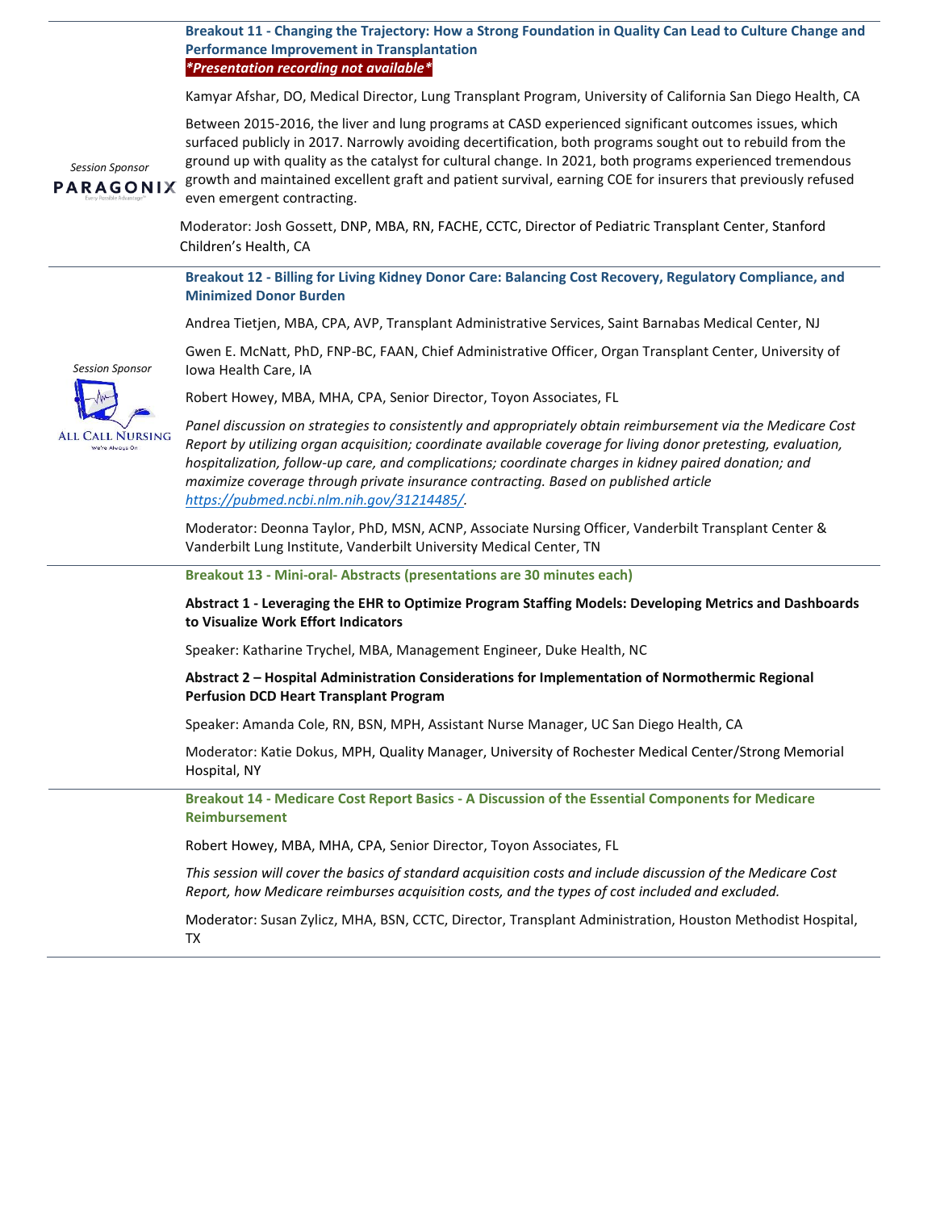**Breakout 11 - Changing the Trajectory: How a Strong Foundation in Quality Can Lead to Culture Change and Performance Improvement in Transplantation**

***Presentation recording not available***

*Session Sponsor*
PARAGONIX

Kamyar Afshar, DO, Medical Director, Lung Transplant Program, University of California San Diego Health, CA

Between 2015-2016, the liver and lung programs at CASD experienced significant outcomes issues, which surfaced publicly in 2017. Narrowly avoiding decertification, both programs sought out to rebuild from the ground up with quality as the catalyst for cultural change. In 2021, both programs experienced tremendous growth and maintained excellent graft and patient survival, earning COE for insurers that previously refused even emergent contracting.

Moderator: Josh Gossett, DNP, MBA, RN, FACHE, CCTC, Director of Pediatric Transplant Center, Stanford Children's Health, CA

---

**Breakout 12 - Billing for Living Kidney Donor Care: Balancing Cost Recovery, Regulatory Compliance, and Minimized Donor Burden**

*Session Sponsor*
ALL CALL NURSING

Andrea Tietjen, MBA, CPA, AVP, Transplant Administrative Services, Saint Barnabas Medical Center, NJ

Gwen E. McNatt, PhD, FNP-BC, FAAN, Chief Administrative Officer, Organ Transplant Center, University of Iowa Health Care, IA

Robert Howey, MBA, MHA, CPA, Senior Director, Toyon Associates, FL

*Panel discussion on strategies to consistently and appropriately obtain reimbursement via the Medicare Cost Report by utilizing organ acquisition; coordinate available coverage for living donor pretesting, evaluation, hospitalization, follow-up care, and complications; coordinate charges in kidney paired donation; and maximize coverage through private insurance contracting. Based on published article [https://pubmed.ncbi.nlm.nih.gov/31214485/](https://pubmed.ncbi.nlm.nih.gov/31214485/).*

Moderator: Deonna Taylor, PhD, MSN, ACNP, Associate Nursing Officer, Vanderbilt Transplant Center & Vanderbilt Lung Institute, Vanderbilt University Medical Center, TN

---

**Breakout 13 - Mini-oral- Abstracts (presentations are 30 minutes each)**

**Abstract 1 - Leveraging the EHR to Optimize Program Staffing Models: Developing Metrics and Dashboards to Visualize Work Effort Indicators**

Speaker: Katharine Trychel, MBA, Management Engineer, Duke Health, NC

**Abstract 2 – Hospital Administration Considerations for Implementation of Normothermic Regional Perfusion DCD Heart Transplant Program**

Speaker: Amanda Cole, RN, BSN, MPH, Assistant Nurse Manager, UC San Diego Health, CA

Moderator: Katie Dokus, MPH, Quality Manager, University of Rochester Medical Center/Strong Memorial Hospital, NY

---

**Breakout 14 - Medicare Cost Report Basics - A Discussion of the Essential Components for Medicare Reimbursement**

Robert Howey, MBA, MHA, CPA, Senior Director, Toyon Associates, FL

*This session will cover the basics of standard acquisition costs and include discussion of the Medicare Cost Report, how Medicare reimburses acquisition costs, and the types of cost included and excluded.*

Moderator: Susan Zylicz, MHA, BSN, CCTC, Director, Transplant Administration, Houston Methodist Hospital, TX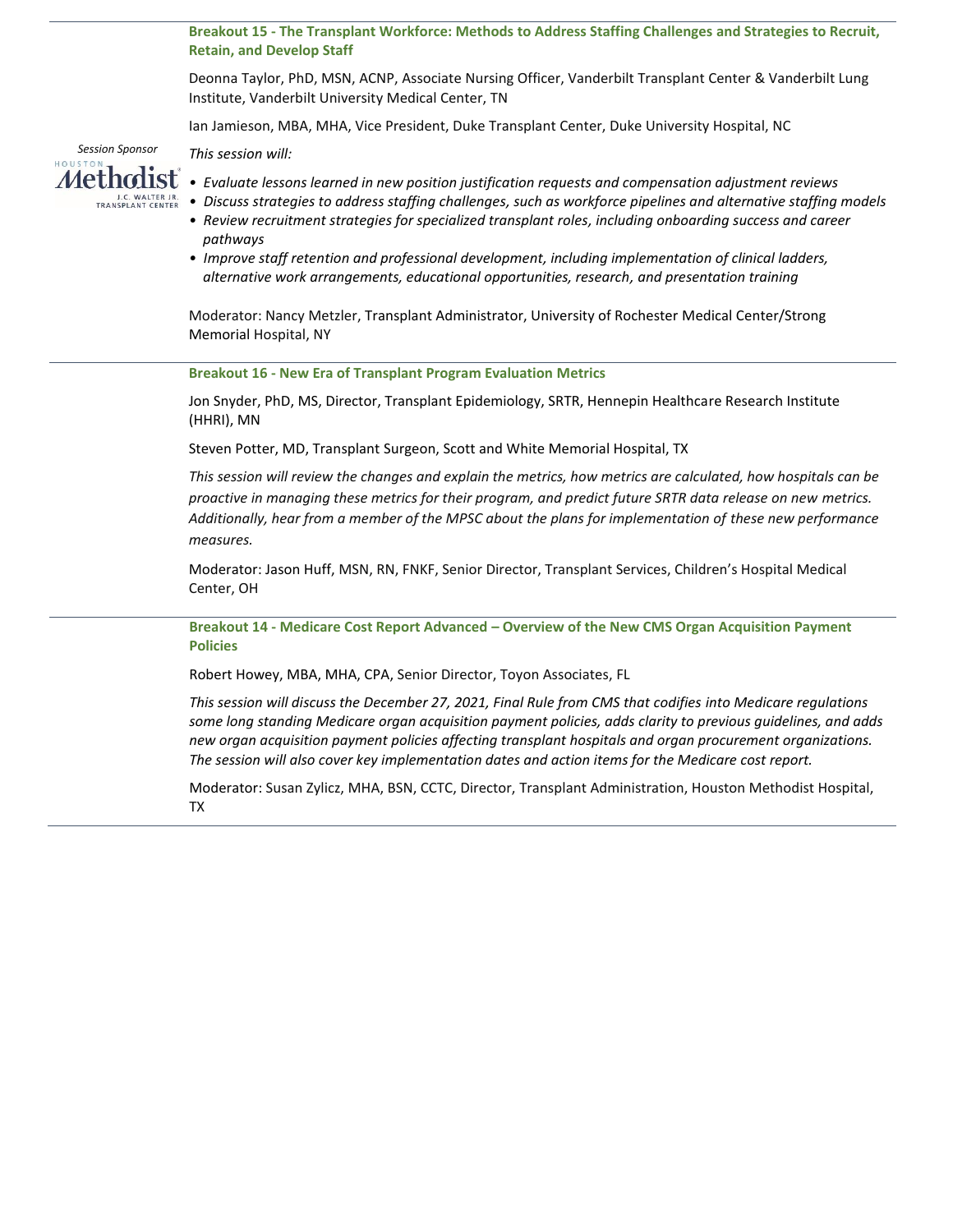### Breakout 15 - The Transplant Workforce: Methods to Address Staffing Challenges and Strategies to Recruit, Retain, and Develop Staff

Deonna Taylor, PhD, MSN, ACNP, Associate Nursing Officer, Vanderbilt Transplant Center & Vanderbilt Lung Institute, Vanderbilt University Medical Center, TN

Ian Jamieson, MBA, MHA, Vice President, Duke Transplant Center, Duke University Hospital, NC

*Session Sponsor*

Houston Methodist J.C. Walter Jr. Transplant Center

*This session will:*

- *Evaluate lessons learned in new position justification requests and compensation adjustment reviews*
- *Discuss strategies to address staffing challenges, such as workforce pipelines and alternative staffing models*
- *Review recruitment strategies for specialized transplant roles, including onboarding success and career pathways*
- *Improve staff retention and professional development, including implementation of clinical ladders, alternative work arrangements, educational opportunities, research, and presentation training*

Moderator: Nancy Metzler, Transplant Administrator, University of Rochester Medical Center/Strong Memorial Hospital, NY

### Breakout 16 - New Era of Transplant Program Evaluation Metrics

Jon Snyder, PhD, MS, Director, Transplant Epidemiology, SRTR, Hennepin Healthcare Research Institute (HHRI), MN

Steven Potter, MD, Transplant Surgeon, Scott and White Memorial Hospital, TX

*This session will review the changes and explain the metrics, how metrics are calculated, how hospitals can be proactive in managing these metrics for their program, and predict future SRTR data release on new metrics. Additionally, hear from a member of the MPSC about the plans for implementation of these new performance measures.*

Moderator: Jason Huff, MSN, RN, FNKF, Senior Director, Transplant Services, Children's Hospital Medical Center, OH

### Breakout 14 - Medicare Cost Report Advanced – Overview of the New CMS Organ Acquisition Payment Policies

Robert Howey, MBA, MHA, CPA, Senior Director, Toyon Associates, FL

*This session will discuss the December 27, 2021, Final Rule from CMS that codifies into Medicare regulations some long standing Medicare organ acquisition payment policies, adds clarity to previous guidelines, and adds new organ acquisition payment policies affecting transplant hospitals and organ procurement organizations. The session will also cover key implementation dates and action items for the Medicare cost report.*

Moderator: Susan Zylicz, MHA, BSN, CCTC, Director, Transplant Administration, Houston Methodist Hospital, TX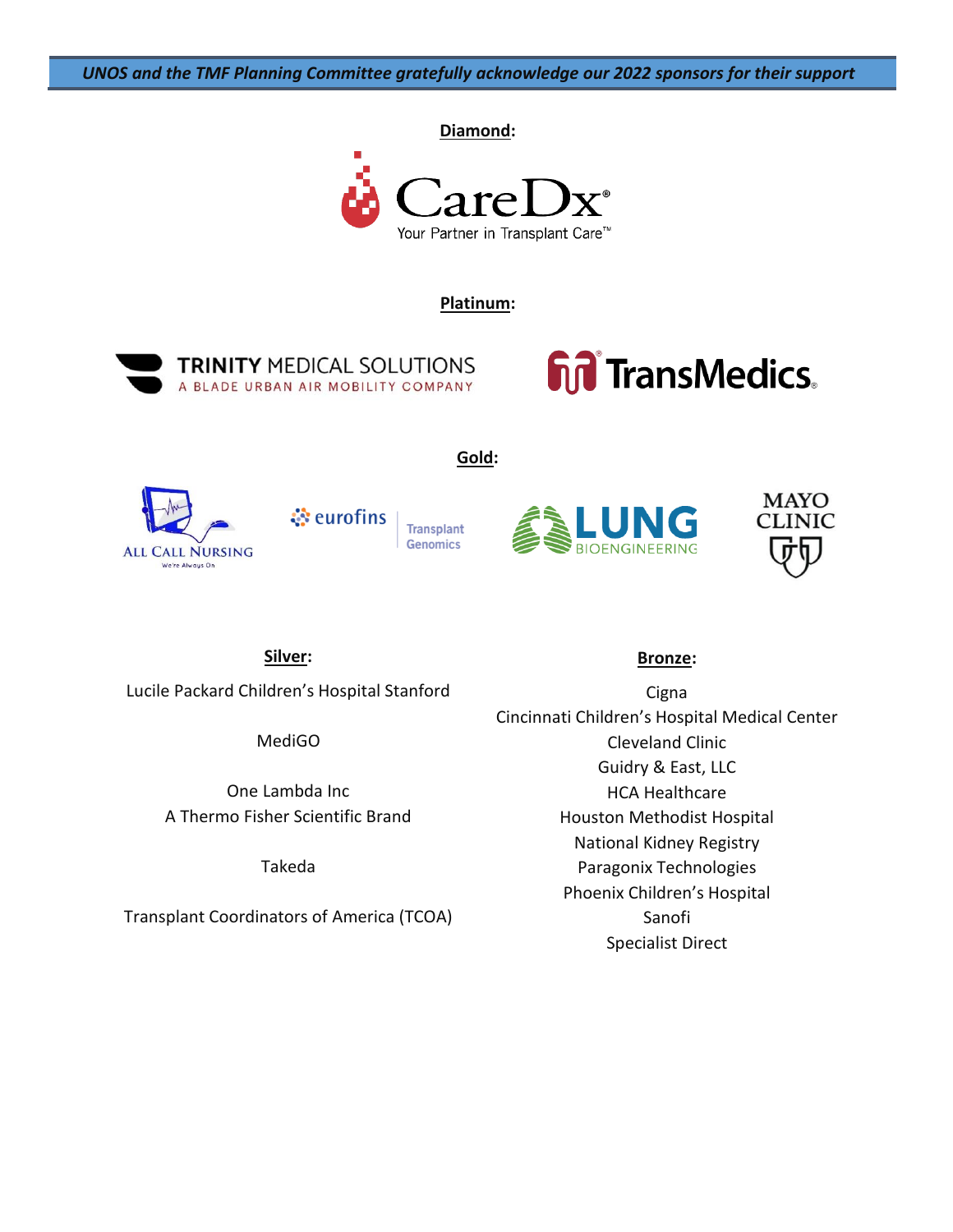***UNOS and the TMF Planning Committee gratefully acknowledge our 2022 sponsors for their support***

**Diamond:**

CareDx®
Your Partner in Transplant Care™

**Platinum:**

TRINITY MEDICAL SOLUTIONS
A BLADE URBAN AIR MOBILITY COMPANY

TransMedics®

**Gold:**

ALL CALL NURSING
We're Always On

eurofins Transplant Genomics

LUNG BIOENGINEERING

MAYO CLINIC

**Silver:**

Lucile Packard Children's Hospital Stanford

MediGO

One Lambda Inc
A Thermo Fisher Scientific Brand

Takeda

Transplant Coordinators of America (TCOA)

**Bronze:**

Cigna
Cincinnati Children's Hospital Medical Center
Cleveland Clinic
Guidry & East, LLC
HCA Healthcare
Houston Methodist Hospital
National Kidney Registry
Paragonix Technologies
Phoenix Children's Hospital
Sanofi
Specialist Direct